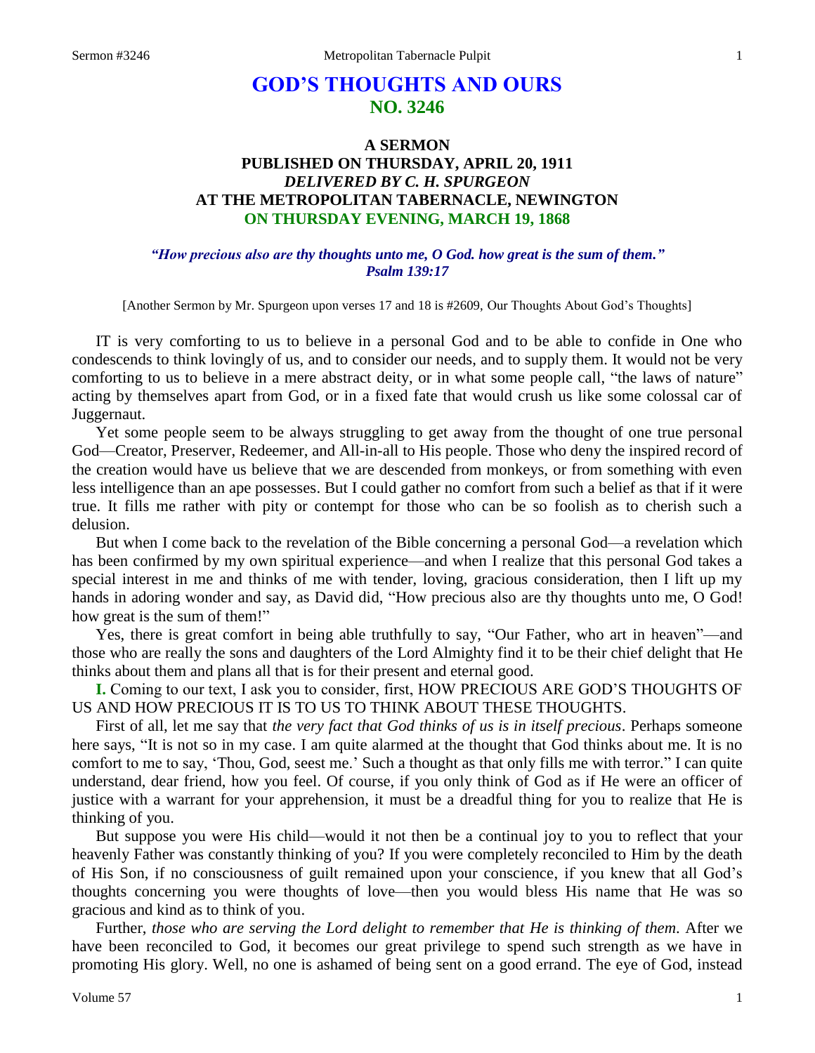# GOD'S THOUGHTS AND OURS
## NO. 3246

### A SERMON
### PUBLISHED ON THURSDAY, APRIL 20, 1911
### *DELIVERED BY C. H. SPURGEON*
### AT THE METROPOLITAN TABERNACLE, NEWINGTON
### ON THURSDAY EVENING, MARCH 19, 1868

***"How precious also are thy thoughts unto me, O God. how great is the sum of them."***
***Psalm 139:17***

[Another Sermon by Mr. Spurgeon upon verses 17 and 18 is #2609, Our Thoughts About God's Thoughts]

IT is very comforting to us to believe in a personal God and to be able to confide in One who condescends to think lovingly of us, and to consider our needs, and to supply them. It would not be very comforting to us to believe in a mere abstract deity, or in what some people call, "the laws of nature" acting by themselves apart from God, or in a fixed fate that would crush us like some colossal car of Juggernaut.

Yet some people seem to be always struggling to get away from the thought of one true personal God—Creator, Preserver, Redeemer, and All-in-all to His people. Those who deny the inspired record of the creation would have us believe that we are descended from monkeys, or from something with even less intelligence than an ape possesses. But I could gather no comfort from such a belief as that if it were true. It fills me rather with pity or contempt for those who can be so foolish as to cherish such a delusion.

But when I come back to the revelation of the Bible concerning a personal God—a revelation which has been confirmed by my own spiritual experience—and when I realize that this personal God takes a special interest in me and thinks of me with tender, loving, gracious consideration, then I lift up my hands in adoring wonder and say, as David did, "How precious also are thy thoughts unto me, O God! how great is the sum of them!"

Yes, there is great comfort in being able truthfully to say, "Our Father, who art in heaven"—and those who are really the sons and daughters of the Lord Almighty find it to be their chief delight that He thinks about them and plans all that is for their present and eternal good.

**I.** Coming to our text, I ask you to consider, first, HOW PRECIOUS ARE GOD'S THOUGHTS OF US AND HOW PRECIOUS IT IS TO US TO THINK ABOUT THESE THOUGHTS.

First of all, let me say that *the very fact that God thinks of us is in itself precious*. Perhaps someone here says, "It is not so in my case. I am quite alarmed at the thought that God thinks about me. It is no comfort to me to say, 'Thou, God, seest me.' Such a thought as that only fills me with terror." I can quite understand, dear friend, how you feel. Of course, if you only think of God as if He were an officer of justice with a warrant for your apprehension, it must be a dreadful thing for you to realize that He is thinking of you.

But suppose you were His child—would it not then be a continual joy to you to reflect that your heavenly Father was constantly thinking of you? If you were completely reconciled to Him by the death of His Son, if no consciousness of guilt remained upon your conscience, if you knew that all God's thoughts concerning you were thoughts of love—then you would bless His name that He was so gracious and kind as to think of you.

Further, *those who are serving the Lord delight to remember that He is thinking of them*. After we have been reconciled to God, it becomes our great privilege to spend such strength as we have in promoting His glory. Well, no one is ashamed of being sent on a good errand. The eye of God, instead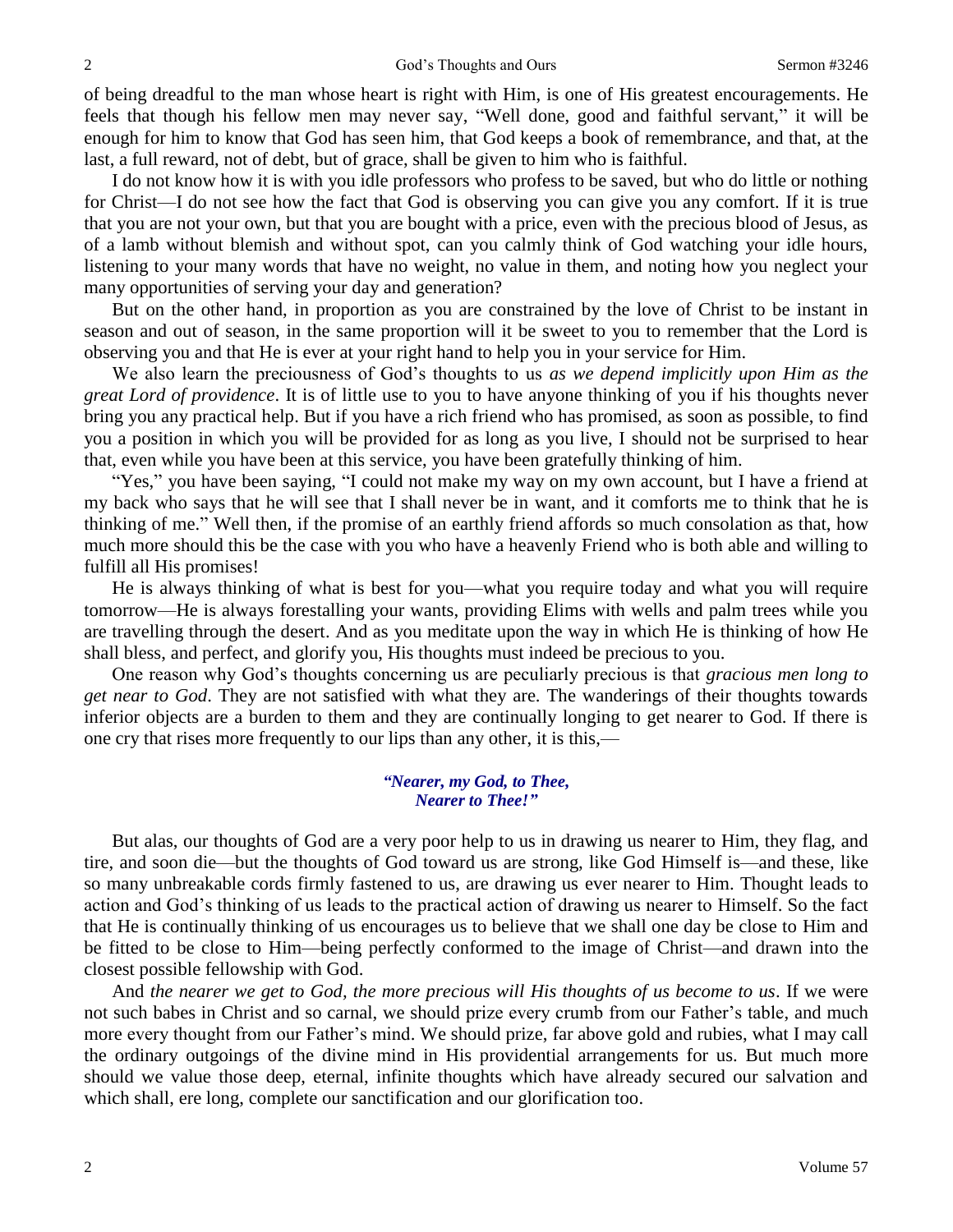of being dreadful to the man whose heart is right with Him, is one of His greatest encouragements. He feels that though his fellow men may never say, "Well done, good and faithful servant," it will be enough for him to know that God has seen him, that God keeps a book of remembrance, and that, at the last, a full reward, not of debt, but of grace, shall be given to him who is faithful.

I do not know how it is with you idle professors who profess to be saved, but who do little or nothing for Christ—I do not see how the fact that God is observing you can give you any comfort. If it is true that you are not your own, but that you are bought with a price, even with the precious blood of Jesus, as of a lamb without blemish and without spot, can you calmly think of God watching your idle hours, listening to your many words that have no weight, no value in them, and noting how you neglect your many opportunities of serving your day and generation?

But on the other hand, in proportion as you are constrained by the love of Christ to be instant in season and out of season, in the same proportion will it be sweet to you to remember that the Lord is observing you and that He is ever at your right hand to help you in your service for Him.

We also learn the preciousness of God's thoughts to us *as we depend implicitly upon Him as the great Lord of providence*. It is of little use to you to have anyone thinking of you if his thoughts never bring you any practical help. But if you have a rich friend who has promised, as soon as possible, to find you a position in which you will be provided for as long as you live, I should not be surprised to hear that, even while you have been at this service, you have been gratefully thinking of him.

"Yes," you have been saying, "I could not make my way on my own account, but I have a friend at my back who says that he will see that I shall never be in want, and it comforts me to think that he is thinking of me." Well then, if the promise of an earthly friend affords so much consolation as that, how much more should this be the case with you who have a heavenly Friend who is both able and willing to fulfill all His promises!

He is always thinking of what is best for you—what you require today and what you will require tomorrow—He is always forestalling your wants, providing Elims with wells and palm trees while you are travelling through the desert. And as you meditate upon the way in which He is thinking of how He shall bless, and perfect, and glorify you, His thoughts must indeed be precious to you.

One reason why God's thoughts concerning us are peculiarly precious is that *gracious men long to get near to God*. They are not satisfied with what they are. The wanderings of their thoughts towards inferior objects are a burden to them and they are continually longing to get nearer to God. If there is one cry that rises more frequently to our lips than any other, it is this,—

> ***"Nearer, my God, to Thee,***
> ***Nearer to Thee!"***

But alas, our thoughts of God are a very poor help to us in drawing us nearer to Him, they flag, and tire, and soon die—but the thoughts of God toward us are strong, like God Himself is—and these, like so many unbreakable cords firmly fastened to us, are drawing us ever nearer to Him. Thought leads to action and God's thinking of us leads to the practical action of drawing us nearer to Himself. So the fact that He is continually thinking of us encourages us to believe that we shall one day be close to Him and be fitted to be close to Him—being perfectly conformed to the image of Christ—and drawn into the closest possible fellowship with God.

And *the nearer we get to God, the more precious will His thoughts of us become to us*. If we were not such babes in Christ and so carnal, we should prize every crumb from our Father's table, and much more every thought from our Father's mind. We should prize, far above gold and rubies, what I may call the ordinary outgoings of the divine mind in His providential arrangements for us. But much more should we value those deep, eternal, infinite thoughts which have already secured our salvation and which shall, ere long, complete our sanctification and our glorification too.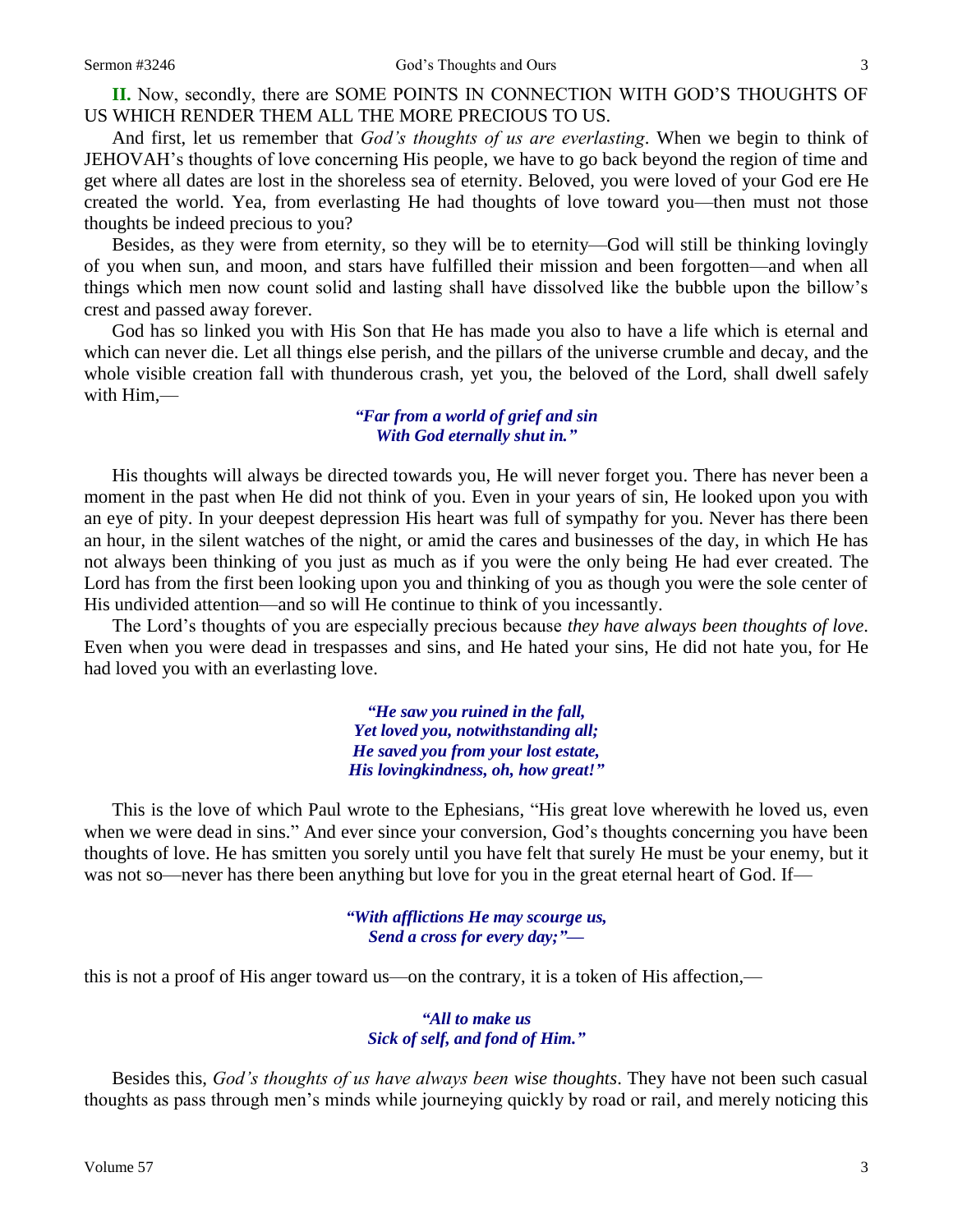**II.** Now, secondly, there are SOME POINTS IN CONNECTION WITH GOD'S THOUGHTS OF US WHICH RENDER THEM ALL THE MORE PRECIOUS TO US.

And first, let us remember that *God's thoughts of us are everlasting*. When we begin to think of JEHOVAH's thoughts of love concerning His people, we have to go back beyond the region of time and get where all dates are lost in the shoreless sea of eternity. Beloved, you were loved of your God ere He created the world. Yea, from everlasting He had thoughts of love toward you—then must not those thoughts be indeed precious to you?

Besides, as they were from eternity, so they will be to eternity—God will still be thinking lovingly of you when sun, and moon, and stars have fulfilled their mission and been forgotten—and when all things which men now count solid and lasting shall have dissolved like the bubble upon the billow's crest and passed away forever.

God has so linked you with His Son that He has made you also to have a life which is eternal and which can never die. Let all things else perish, and the pillars of the universe crumble and decay, and the whole visible creation fall with thunderous crash, yet you, the beloved of the Lord, shall dwell safely with Him,—

> ***"Far from a world of grief and sin***
> ***With God eternally shut in."***

His thoughts will always be directed towards you, He will never forget you. There has never been a moment in the past when He did not think of you. Even in your years of sin, He looked upon you with an eye of pity. In your deepest depression His heart was full of sympathy for you. Never has there been an hour, in the silent watches of the night, or amid the cares and businesses of the day, in which He has not always been thinking of you just as much as if you were the only being He had ever created. The Lord has from the first been looking upon you and thinking of you as though you were the sole center of His undivided attention—and so will He continue to think of you incessantly.

The Lord's thoughts of you are especially precious because *they have always been thoughts of love*. Even when you were dead in trespasses and sins, and He hated your sins, He did not hate you, for He had loved you with an everlasting love.

> ***"He saw you ruined in the fall,***
> ***Yet loved you, notwithstanding all;***
> ***He saved you from your lost estate,***
> ***His lovingkindness, oh, how great!"***

This is the love of which Paul wrote to the Ephesians, "His great love wherewith he loved us, even when we were dead in sins." And ever since your conversion, God's thoughts concerning you have been thoughts of love. He has smitten you sorely until you have felt that surely He must be your enemy, but it was not so—never has there been anything but love for you in the great eternal heart of God. If—

> ***"With afflictions He may scourge us,***
> ***Send a cross for every day;"—***

this is not a proof of His anger toward us—on the contrary, it is a token of His affection,—

> ***"All to make us***
> ***Sick of self, and fond of Him."***

Besides this, *God's thoughts of us have always been wise thoughts*. They have not been such casual thoughts as pass through men's minds while journeying quickly by road or rail, and merely noticing this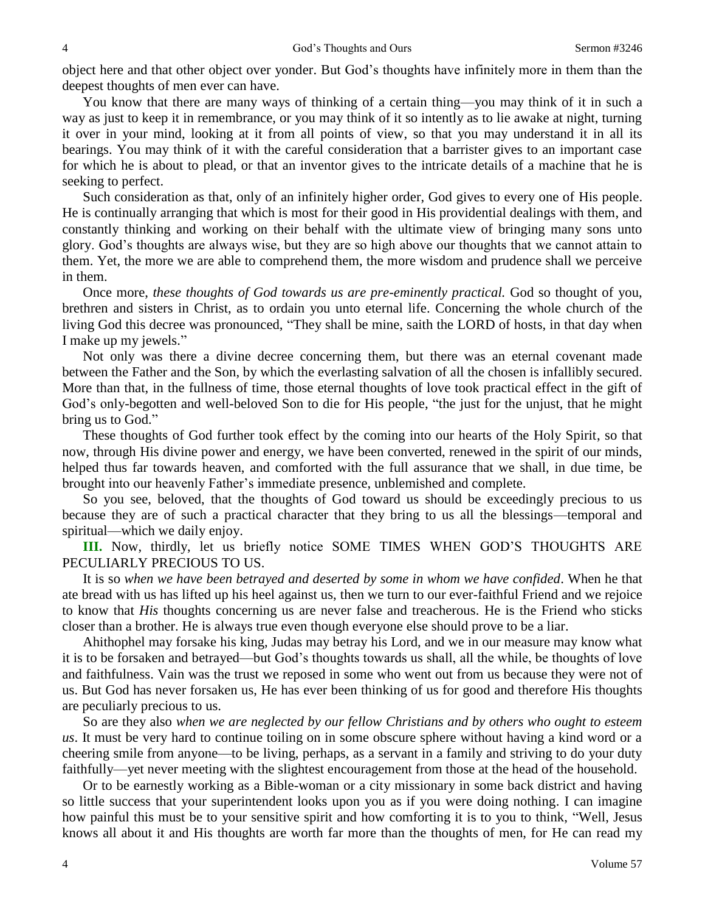object here and that other object over yonder. But God's thoughts have infinitely more in them than the deepest thoughts of men ever can have.

You know that there are many ways of thinking of a certain thing—you may think of it in such a way as just to keep it in remembrance, or you may think of it so intently as to lie awake at night, turning it over in your mind, looking at it from all points of view, so that you may understand it in all its bearings. You may think of it with the careful consideration that a barrister gives to an important case for which he is about to plead, or that an inventor gives to the intricate details of a machine that he is seeking to perfect.

Such consideration as that, only of an infinitely higher order, God gives to every one of His people. He is continually arranging that which is most for their good in His providential dealings with them, and constantly thinking and working on their behalf with the ultimate view of bringing many sons unto glory. God's thoughts are always wise, but they are so high above our thoughts that we cannot attain to them. Yet, the more we are able to comprehend them, the more wisdom and prudence shall we perceive in them.

Once more, *these thoughts of God towards us are pre-eminently practical.* God so thought of you, brethren and sisters in Christ, as to ordain you unto eternal life. Concerning the whole church of the living God this decree was pronounced, "They shall be mine, saith the LORD of hosts, in that day when I make up my jewels."

Not only was there a divine decree concerning them, but there was an eternal covenant made between the Father and the Son, by which the everlasting salvation of all the chosen is infallibly secured. More than that, in the fullness of time, those eternal thoughts of love took practical effect in the gift of God's only-begotten and well-beloved Son to die for His people, "the just for the unjust, that he might bring us to God."

These thoughts of God further took effect by the coming into our hearts of the Holy Spirit, so that now, through His divine power and energy, we have been converted, renewed in the spirit of our minds, helped thus far towards heaven, and comforted with the full assurance that we shall, in due time, be brought into our heavenly Father's immediate presence, unblemished and complete.

So you see, beloved, that the thoughts of God toward us should be exceedingly precious to us because they are of such a practical character that they bring to us all the blessings—temporal and spiritual—which we daily enjoy.

**III.** Now, thirdly, let us briefly notice SOME TIMES WHEN GOD'S THOUGHTS ARE PECULIARLY PRECIOUS TO US.

It is so *when we have been betrayed and deserted by some in whom we have confided*. When he that ate bread with us has lifted up his heel against us, then we turn to our ever-faithful Friend and we rejoice to know that *His* thoughts concerning us are never false and treacherous. He is the Friend who sticks closer than a brother. He is always true even though everyone else should prove to be a liar.

Ahithophel may forsake his king, Judas may betray his Lord, and we in our measure may know what it is to be forsaken and betrayed—but God's thoughts towards us shall, all the while, be thoughts of love and faithfulness. Vain was the trust we reposed in some who went out from us because they were not of us. But God has never forsaken us, He has ever been thinking of us for good and therefore His thoughts are peculiarly precious to us.

So are they also *when we are neglected by our fellow Christians and by others who ought to esteem us*. It must be very hard to continue toiling on in some obscure sphere without having a kind word or a cheering smile from anyone—to be living, perhaps, as a servant in a family and striving to do your duty faithfully—yet never meeting with the slightest encouragement from those at the head of the household.

Or to be earnestly working as a Bible-woman or a city missionary in some back district and having so little success that your superintendent looks upon you as if you were doing nothing. I can imagine how painful this must be to your sensitive spirit and how comforting it is to you to think, "Well, Jesus knows all about it and His thoughts are worth far more than the thoughts of men, for He can read my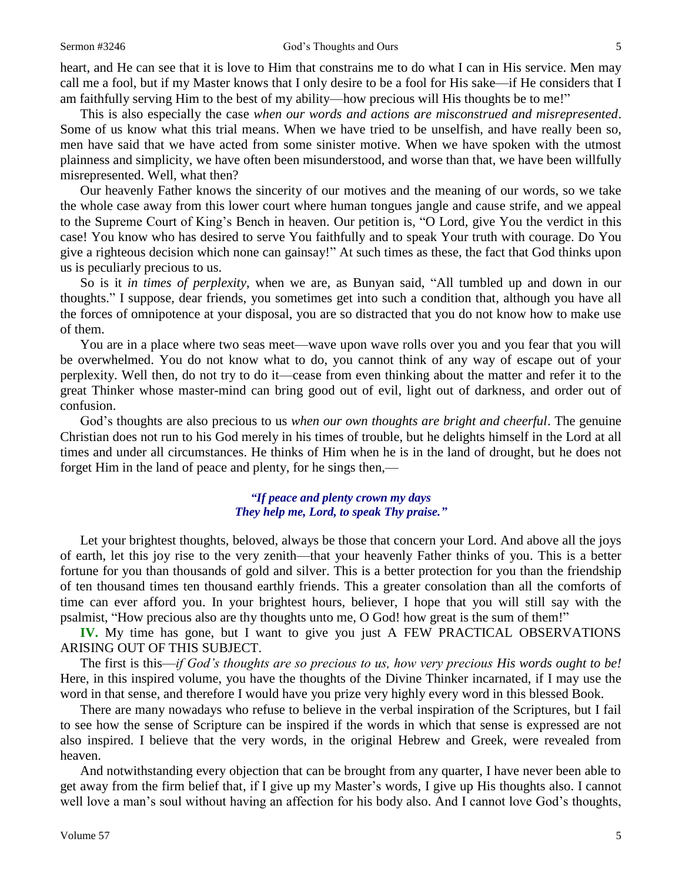heart, and He can see that it is love to Him that constrains me to do what I can in His service. Men may call me a fool, but if my Master knows that I only desire to be a fool for His sake—if He considers that I am faithfully serving Him to the best of my ability—how precious will His thoughts be to me!"

This is also especially the case *when our words and actions are misconstrued and misrepresented*. Some of us know what this trial means. When we have tried to be unselfish, and have really been so, men have said that we have acted from some sinister motive. When we have spoken with the utmost plainness and simplicity, we have often been misunderstood, and worse than that, we have been willfully misrepresented. Well, what then?

Our heavenly Father knows the sincerity of our motives and the meaning of our words, so we take the whole case away from this lower court where human tongues jangle and cause strife, and we appeal to the Supreme Court of King's Bench in heaven. Our petition is, "O Lord, give You the verdict in this case! You know who has desired to serve You faithfully and to speak Your truth with courage. Do You give a righteous decision which none can gainsay!" At such times as these, the fact that God thinks upon us is peculiarly precious to us.

So is it *in times of perplexity*, when we are, as Bunyan said, "All tumbled up and down in our thoughts." I suppose, dear friends, you sometimes get into such a condition that, although you have all the forces of omnipotence at your disposal, you are so distracted that you do not know how to make use of them.

You are in a place where two seas meet—wave upon wave rolls over you and you fear that you will be overwhelmed. You do not know what to do, you cannot think of any way of escape out of your perplexity. Well then, do not try to do it—cease from even thinking about the matter and refer it to the great Thinker whose master-mind can bring good out of evil, light out of darkness, and order out of confusion.

God's thoughts are also precious to us *when our own thoughts are bright and cheerful*. The genuine Christian does not run to his God merely in his times of trouble, but he delights himself in the Lord at all times and under all circumstances. He thinks of Him when he is in the land of drought, but he does not forget Him in the land of peace and plenty, for he sings then,—

> ***"If peace and plenty crown my days***
> ***They help me, Lord, to speak Thy praise."***

Let your brightest thoughts, beloved, always be those that concern your Lord. And above all the joys of earth, let this joy rise to the very zenith—that your heavenly Father thinks of you. This is a better fortune for you than thousands of gold and silver. This is a better protection for you than the friendship of ten thousand times ten thousand earthly friends. This a greater consolation than all the comforts of time can ever afford you. In your brightest hours, believer, I hope that you will still say with the psalmist, "How precious also are thy thoughts unto me, O God! how great is the sum of them!"

**IV.** My time has gone, but I want to give you just A FEW PRACTICAL OBSERVATIONS ARISING OUT OF THIS SUBJECT.

The first is this—*if God's thoughts are so precious to us, how very precious His words ought to be!* Here, in this inspired volume, you have the thoughts of the Divine Thinker incarnated, if I may use the word in that sense, and therefore I would have you prize very highly every word in this blessed Book.

There are many nowadays who refuse to believe in the verbal inspiration of the Scriptures, but I fail to see how the sense of Scripture can be inspired if the words in which that sense is expressed are not also inspired. I believe that the very words, in the original Hebrew and Greek, were revealed from heaven.

And notwithstanding every objection that can be brought from any quarter, I have never been able to get away from the firm belief that, if I give up my Master's words, I give up His thoughts also. I cannot well love a man's soul without having an affection for his body also. And I cannot love God's thoughts,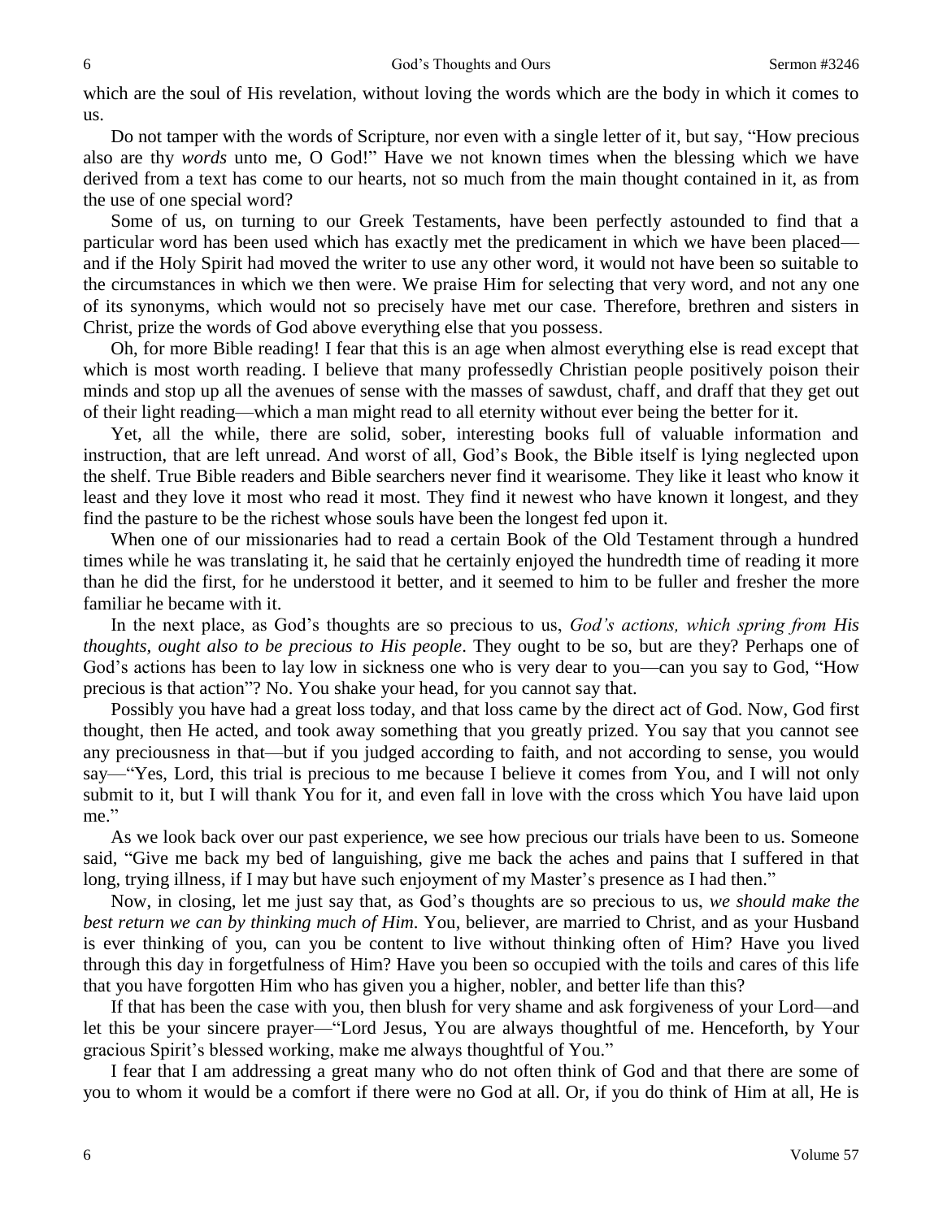which are the soul of His revelation, without loving the words which are the body in which it comes to us.

Do not tamper with the words of Scripture, nor even with a single letter of it, but say, "How precious also are thy *words* unto me, O God!" Have we not known times when the blessing which we have derived from a text has come to our hearts, not so much from the main thought contained in it, as from the use of one special word?

Some of us, on turning to our Greek Testaments, have been perfectly astounded to find that a particular word has been used which has exactly met the predicament in which we have been placed—and if the Holy Spirit had moved the writer to use any other word, it would not have been so suitable to the circumstances in which we then were. We praise Him for selecting that very word, and not any one of its synonyms, which would not so precisely have met our case. Therefore, brethren and sisters in Christ, prize the words of God above everything else that you possess.

Oh, for more Bible reading! I fear that this is an age when almost everything else is read except that which is most worth reading. I believe that many professedly Christian people positively poison their minds and stop up all the avenues of sense with the masses of sawdust, chaff, and draff that they get out of their light reading—which a man might read to all eternity without ever being the better for it.

Yet, all the while, there are solid, sober, interesting books full of valuable information and instruction, that are left unread. And worst of all, God's Book, the Bible itself is lying neglected upon the shelf. True Bible readers and Bible searchers never find it wearisome. They like it least who know it least and they love it most who read it most. They find it newest who have known it longest, and they find the pasture to be the richest whose souls have been the longest fed upon it.

When one of our missionaries had to read a certain Book of the Old Testament through a hundred times while he was translating it, he said that he certainly enjoyed the hundredth time of reading it more than he did the first, for he understood it better, and it seemed to him to be fuller and fresher the more familiar he became with it.

In the next place, as God's thoughts are so precious to us, *God's actions, which spring from His thoughts, ought also to be precious to His people*. They ought to be so, but are they? Perhaps one of God's actions has been to lay low in sickness one who is very dear to you—can you say to God, "How precious is that action"? No. You shake your head, for you cannot say that.

Possibly you have had a great loss today, and that loss came by the direct act of God. Now, God first thought, then He acted, and took away something that you greatly prized. You say that you cannot see any preciousness in that—but if you judged according to faith, and not according to sense, you would say—"Yes, Lord, this trial is precious to me because I believe it comes from You, and I will not only submit to it, but I will thank You for it, and even fall in love with the cross which You have laid upon me."

As we look back over our past experience, we see how precious our trials have been to us. Someone said, "Give me back my bed of languishing, give me back the aches and pains that I suffered in that long, trying illness, if I may but have such enjoyment of my Master's presence as I had then."

Now, in closing, let me just say that, as God's thoughts are so precious to us, *we should make the best return we can by thinking much of Him*. You, believer, are married to Christ, and as your Husband is ever thinking of you, can you be content to live without thinking often of Him? Have you lived through this day in forgetfulness of Him? Have you been so occupied with the toils and cares of this life that you have forgotten Him who has given you a higher, nobler, and better life than this?

If that has been the case with you, then blush for very shame and ask forgiveness of your Lord—and let this be your sincere prayer—"Lord Jesus, You are always thoughtful of me. Henceforth, by Your gracious Spirit's blessed working, make me always thoughtful of You."

I fear that I am addressing a great many who do not often think of God and that there are some of you to whom it would be a comfort if there were no God at all. Or, if you do think of Him at all, He is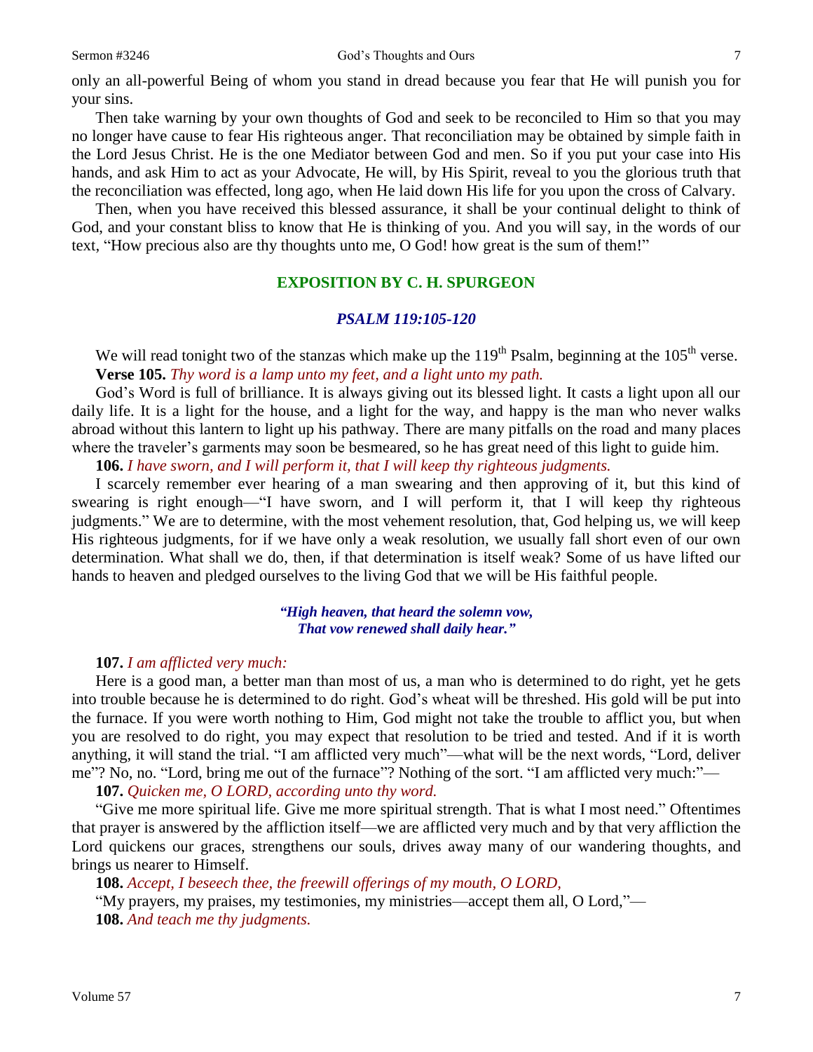only an all-powerful Being of whom you stand in dread because you fear that He will punish you for your sins.

Then take warning by your own thoughts of God and seek to be reconciled to Him so that you may no longer have cause to fear His righteous anger. That reconciliation may be obtained by simple faith in the Lord Jesus Christ. He is the one Mediator between God and men. So if you put your case into His hands, and ask Him to act as your Advocate, He will, by His Spirit, reveal to you the glorious truth that the reconciliation was effected, long ago, when He laid down His life for you upon the cross of Calvary.

Then, when you have received this blessed assurance, it shall be your continual delight to think of God, and your constant bliss to know that He is thinking of you. And you will say, in the words of our text, "How precious also are thy thoughts unto me, O God! how great is the sum of them!"

## EXPOSITION BY C. H. SPURGEON

### *PSALM 119:105-120*

We will read tonight two of the stanzas which make up the 119th Psalm, beginning at the 105th verse.

**Verse 105.** *Thy word is a lamp unto my feet, and a light unto my path.*

God's Word is full of brilliance. It is always giving out its blessed light. It casts a light upon all our daily life. It is a light for the house, and a light for the way, and happy is the man who never walks abroad without this lantern to light up his pathway. There are many pitfalls on the road and many places where the traveler's garments may soon be besmeared, so he has great need of this light to guide him.

**106.** *I have sworn, and I will perform it, that I will keep thy righteous judgments.*

I scarcely remember ever hearing of a man swearing and then approving of it, but this kind of swearing is right enough—"I have sworn, and I will perform it, that I will keep thy righteous judgments." We are to determine, with the most vehement resolution, that, God helping us, we will keep His righteous judgments, for if we have only a weak resolution, we usually fall short even of our own determination. What shall we do, then, if that determination is itself weak? Some of us have lifted our hands to heaven and pledged ourselves to the living God that we will be His faithful people.

*"High heaven, that heard the solemn vow,*
*That vow renewed shall daily hear."*

**107.** *I am afflicted very much:*

Here is a good man, a better man than most of us, a man who is determined to do right, yet he gets into trouble because he is determined to do right. God's wheat will be threshed. His gold will be put into the furnace. If you were worth nothing to Him, God might not take the trouble to afflict you, but when you are resolved to do right, you may expect that resolution to be tried and tested. And if it is worth anything, it will stand the trial. "I am afflicted very much"—what will be the next words, "Lord, deliver me"? No, no. "Lord, bring me out of the furnace"? Nothing of the sort. "I am afflicted very much:"—

**107.** *Quicken me, O LORD, according unto thy word.*

"Give me more spiritual life. Give me more spiritual strength. That is what I most need." Oftentimes that prayer is answered by the affliction itself—we are afflicted very much and by that very affliction the Lord quickens our graces, strengthens our souls, drives away many of our wandering thoughts, and brings us nearer to Himself.

**108.** *Accept, I beseech thee, the freewill offerings of my mouth, O LORD,*

"My prayers, my praises, my testimonies, my ministries—accept them all, O Lord,"—

**108.** *And teach me thy judgments.*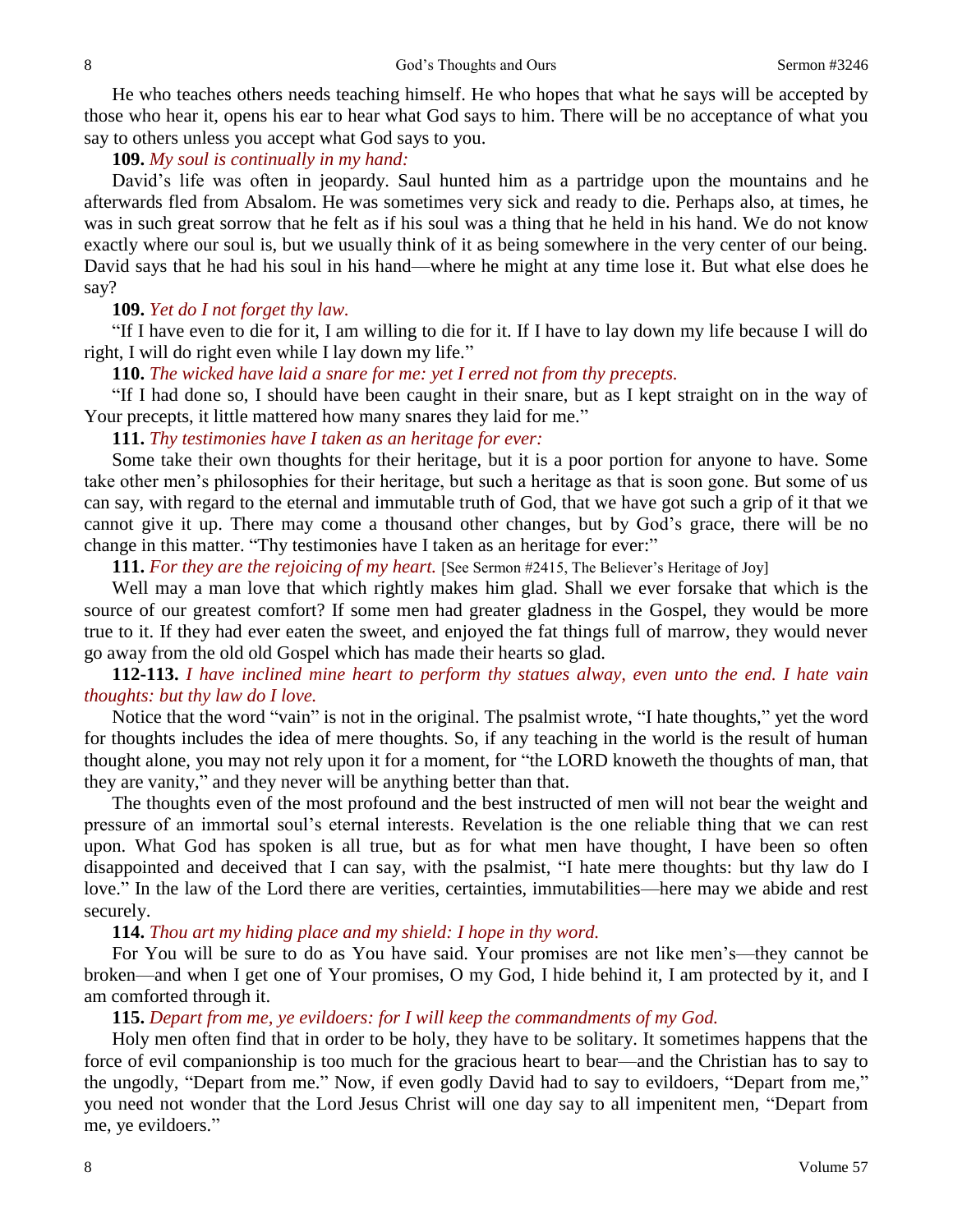He who teaches others needs teaching himself. He who hopes that what he says will be accepted by those who hear it, opens his ear to hear what God says to him. There will be no acceptance of what you say to others unless you accept what God says to you.

**109.** *My soul is continually in my hand:*

David's life was often in jeopardy. Saul hunted him as a partridge upon the mountains and he afterwards fled from Absalom. He was sometimes very sick and ready to die. Perhaps also, at times, he was in such great sorrow that he felt as if his soul was a thing that he held in his hand. We do not know exactly where our soul is, but we usually think of it as being somewhere in the very center of our being. David says that he had his soul in his hand—where he might at any time lose it. But what else does he say?

**109.** *Yet do I not forget thy law.*

"If I have even to die for it, I am willing to die for it. If I have to lay down my life because I will do right, I will do right even while I lay down my life."

**110.** *The wicked have laid a snare for me: yet I erred not from thy precepts.*

"If I had done so, I should have been caught in their snare, but as I kept straight on in the way of Your precepts, it little mattered how many snares they laid for me."

**111.** *Thy testimonies have I taken as an heritage for ever:*

Some take their own thoughts for their heritage, but it is a poor portion for anyone to have. Some take other men's philosophies for their heritage, but such a heritage as that is soon gone. But some of us can say, with regard to the eternal and immutable truth of God, that we have got such a grip of it that we cannot give it up. There may come a thousand other changes, but by God's grace, there will be no change in this matter. "Thy testimonies have I taken as an heritage for ever:"

**111.** *For they are the rejoicing of my heart.* [See Sermon #2415, The Believer's Heritage of Joy]

Well may a man love that which rightly makes him glad. Shall we ever forsake that which is the source of our greatest comfort? If some men had greater gladness in the Gospel, they would be more true to it. If they had ever eaten the sweet, and enjoyed the fat things full of marrow, they would never go away from the old old Gospel which has made their hearts so glad.

**112-113.** *I have inclined mine heart to perform thy statues alway, even unto the end. I hate vain thoughts: but thy law do I love.*

Notice that the word "vain" is not in the original. The psalmist wrote, "I hate thoughts," yet the word for thoughts includes the idea of mere thoughts. So, if any teaching in the world is the result of human thought alone, you may not rely upon it for a moment, for "the LORD knoweth the thoughts of man, that they are vanity," and they never will be anything better than that.

The thoughts even of the most profound and the best instructed of men will not bear the weight and pressure of an immortal soul's eternal interests. Revelation is the one reliable thing that we can rest upon. What God has spoken is all true, but as for what men have thought, I have been so often disappointed and deceived that I can say, with the psalmist, "I hate mere thoughts: but thy law do I love." In the law of the Lord there are verities, certainties, immutabilities—here may we abide and rest securely.

**114.** *Thou art my hiding place and my shield: I hope in thy word.*

For You will be sure to do as You have said. Your promises are not like men's—they cannot be broken—and when I get one of Your promises, O my God, I hide behind it, I am protected by it, and I am comforted through it.

**115.** *Depart from me, ye evildoers: for I will keep the commandments of my God.*

Holy men often find that in order to be holy, they have to be solitary. It sometimes happens that the force of evil companionship is too much for the gracious heart to bear—and the Christian has to say to the ungodly, "Depart from me." Now, if even godly David had to say to evildoers, "Depart from me," you need not wonder that the Lord Jesus Christ will one day say to all impenitent men, "Depart from me, ye evildoers."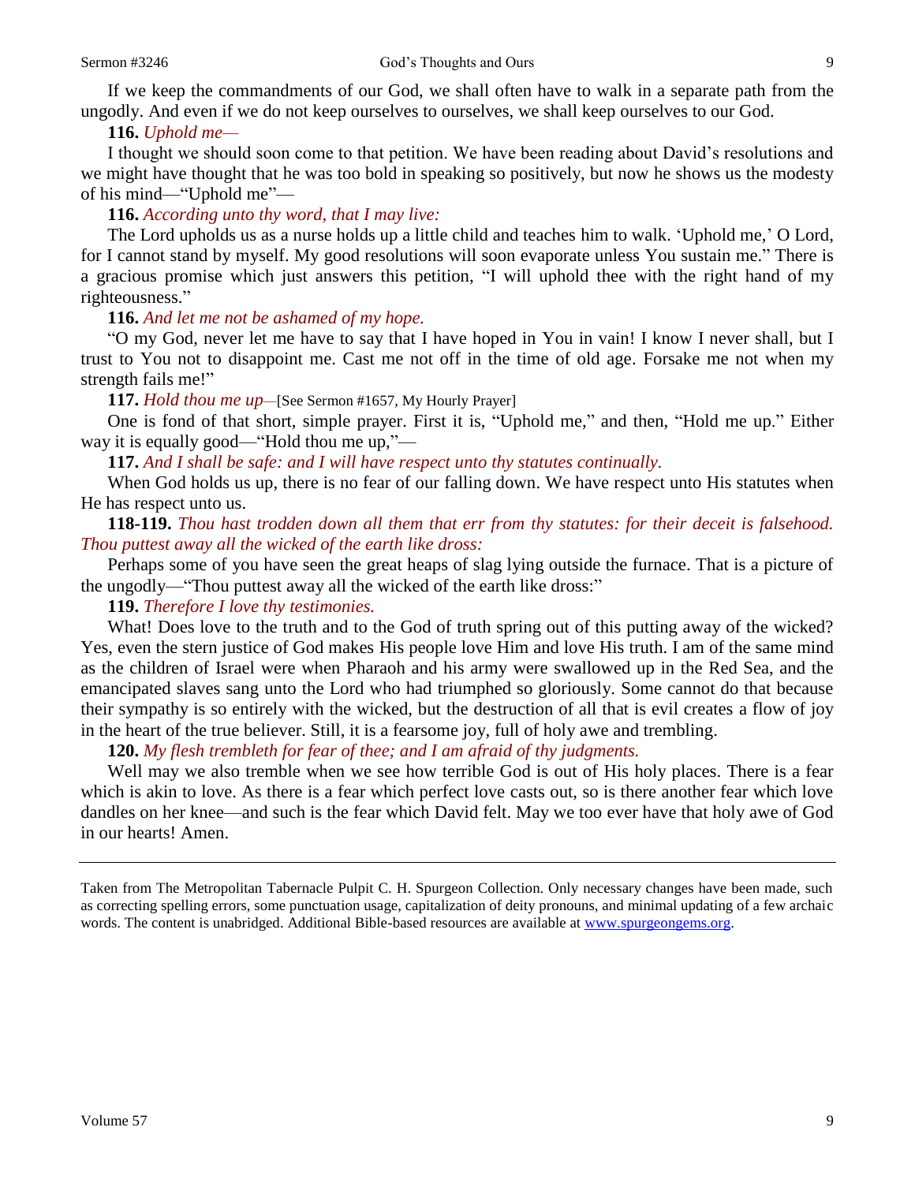If we keep the commandments of our God, we shall often have to walk in a separate path from the ungodly. And even if we do not keep ourselves to ourselves, we shall keep ourselves to our God.

**116.** *Uphold me—*

I thought we should soon come to that petition. We have been reading about David's resolutions and we might have thought that he was too bold in speaking so positively, but now he shows us the modesty of his mind—"Uphold me"—

**116.** *According unto thy word, that I may live:*

The Lord upholds us as a nurse holds up a little child and teaches him to walk. 'Uphold me,' O Lord, for I cannot stand by myself. My good resolutions will soon evaporate unless You sustain me." There is a gracious promise which just answers this petition, "I will uphold thee with the right hand of my righteousness."

**116.** *And let me not be ashamed of my hope.*

"O my God, never let me have to say that I have hoped in You in vain! I know I never shall, but I trust to You not to disappoint me. Cast me not off in the time of old age. Forsake me not when my strength fails me!"

**117.** *Hold thou me up—*[See Sermon #1657, My Hourly Prayer]

One is fond of that short, simple prayer. First it is, "Uphold me," and then, "Hold me up." Either way it is equally good—"Hold thou me up,"—

**117.** *And I shall be safe: and I will have respect unto thy statutes continually.*

When God holds us up, there is no fear of our falling down. We have respect unto His statutes when He has respect unto us.

**118-119.** *Thou hast trodden down all them that err from thy statutes: for their deceit is falsehood. Thou puttest away all the wicked of the earth like dross:*

Perhaps some of you have seen the great heaps of slag lying outside the furnace. That is a picture of the ungodly—"Thou puttest away all the wicked of the earth like dross:"

**119.** *Therefore I love thy testimonies.*

What! Does love to the truth and to the God of truth spring out of this putting away of the wicked? Yes, even the stern justice of God makes His people love Him and love His truth. I am of the same mind as the children of Israel were when Pharaoh and his army were swallowed up in the Red Sea, and the emancipated slaves sang unto the Lord who had triumphed so gloriously. Some cannot do that because their sympathy is so entirely with the wicked, but the destruction of all that is evil creates a flow of joy in the heart of the true believer. Still, it is a fearsome joy, full of holy awe and trembling.

**120.** *My flesh trembleth for fear of thee; and I am afraid of thy judgments.*

Well may we also tremble when we see how terrible God is out of His holy places. There is a fear which is akin to love. As there is a fear which perfect love casts out, so is there another fear which love dandles on her knee—and such is the fear which David felt. May we too ever have that holy awe of God in our hearts! Amen.

---

Taken from The Metropolitan Tabernacle Pulpit C. H. Spurgeon Collection. Only necessary changes have been made, such as correcting spelling errors, some punctuation usage, capitalization of deity pronouns, and minimal updating of a few archaic words. The content is unabridged. Additional Bible-based resources are available at www.spurgeongems.org.